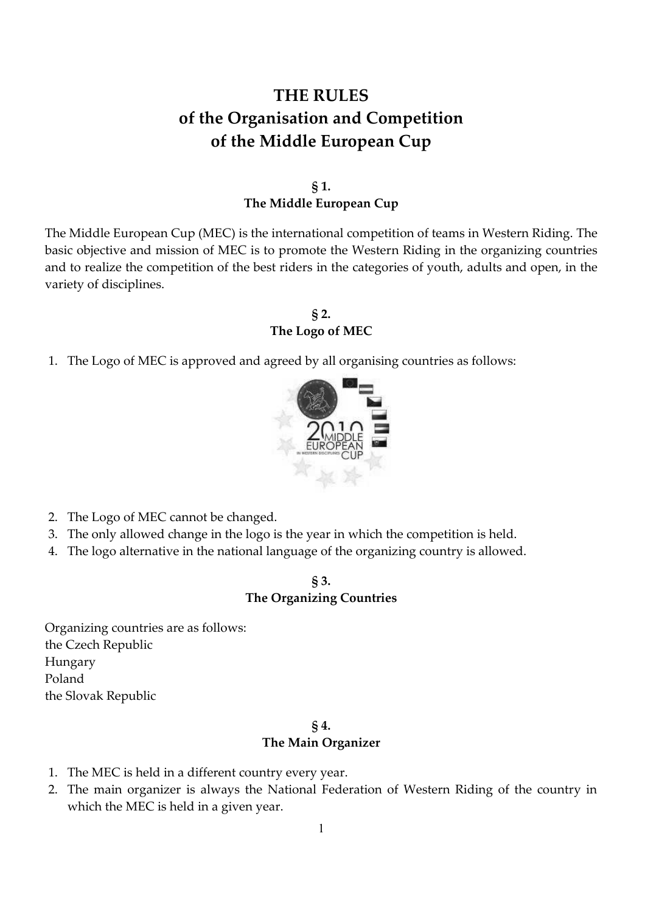# THE RULES
# of the Organisation and Competition
# of the Middle European Cup

## § 1.
## The Middle European Cup

The Middle European Cup (MEC) is the international competition of teams in Western Riding. The basic objective and mission of MEC is to promote the Western Riding in the organizing countries and to realize the competition of the best riders in the categories of youth, adults and open, in the variety of disciplines.

## § 2.
## The Logo of MEC

1. The Logo of MEC is approved and agreed by all organising countries as follows:
2. The Logo of MEC cannot be changed.
3. The only allowed change in the logo is the year in which the competition is held.
4. The logo alternative in the national language of the organizing country is allowed.

## § 3.
## The Organizing Countries

Organizing countries are as follows:
the Czech Republic
Hungary
Poland
the Slovak Republic

## § 4.
## The Main Organizer

1. The MEC is held in a different country every year.
2. The main organizer is always the National Federation of Western Riding of the country in which the MEC is held in a given year.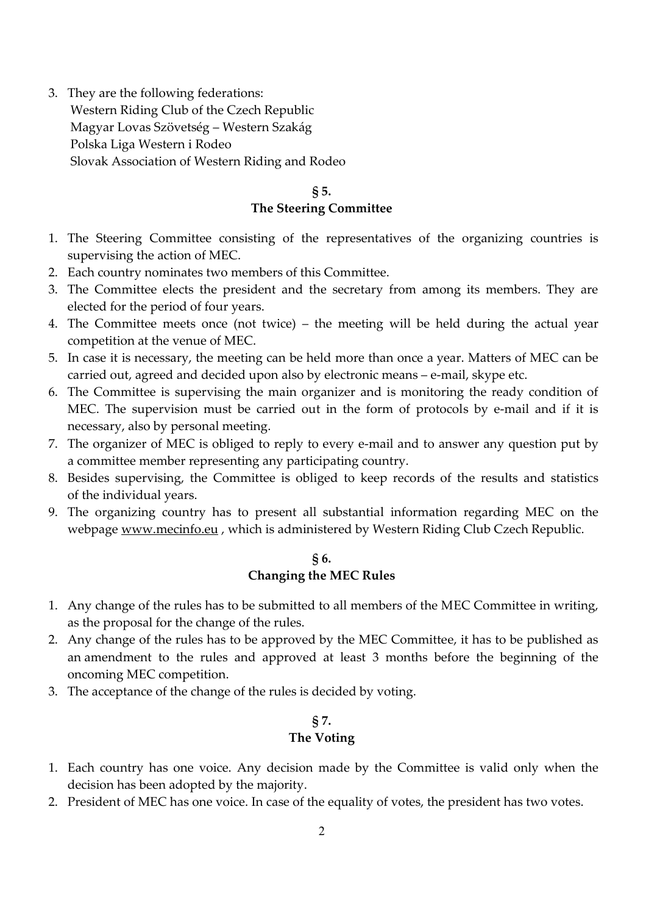3. They are the following federations:
   Western Riding Club of the Czech Republic
   Magyar Lovas Szövetség – Western Szakág
   Polska Liga Western i Rodeo
   Slovak Association of Western Riding and Rodeo

## § 5.
## The Steering Committee

1. The Steering Committee consisting of the representatives of the organizing countries is supervising the action of MEC.
2. Each country nominates two members of this Committee.
3. The Committee elects the president and the secretary from among its members. They are elected for the period of four years.
4. The Committee meets once (not twice) – the meeting will be held during the actual year competition at the venue of MEC.
5. In case it is necessary, the meeting can be held more than once a year. Matters of MEC can be carried out, agreed and decided upon also by electronic means – e-mail, skype etc.
6. The Committee is supervising the main organizer and is monitoring the ready condition of MEC. The supervision must be carried out in the form of protocols by e-mail and if it is necessary, also by personal meeting.
7. The organizer of MEC is obliged to reply to every e-mail and to answer any question put by a committee member representing any participating country.
8. Besides supervising, the Committee is obliged to keep records of the results and statistics of the individual years.
9. The organizing country has to present all substantial information regarding MEC on the webpage www.mecinfo.eu , which is administered by Western Riding Club Czech Republic.

## § 6.
## Changing the MEC Rules

1. Any change of the rules has to be submitted to all members of the MEC Committee in writing, as the proposal for the change of the rules.
2. Any change of the rules has to be approved by the MEC Committee, it has to be published as an amendment to the rules and approved at least 3 months before the beginning of the oncoming MEC competition.
3. The acceptance of the change of the rules is decided by voting.

## § 7.
## The Voting

1. Each country has one voice. Any decision made by the Committee is valid only when the decision has been adopted by the majority.
2. President of MEC has one voice. In case of the equality of votes, the president has two votes.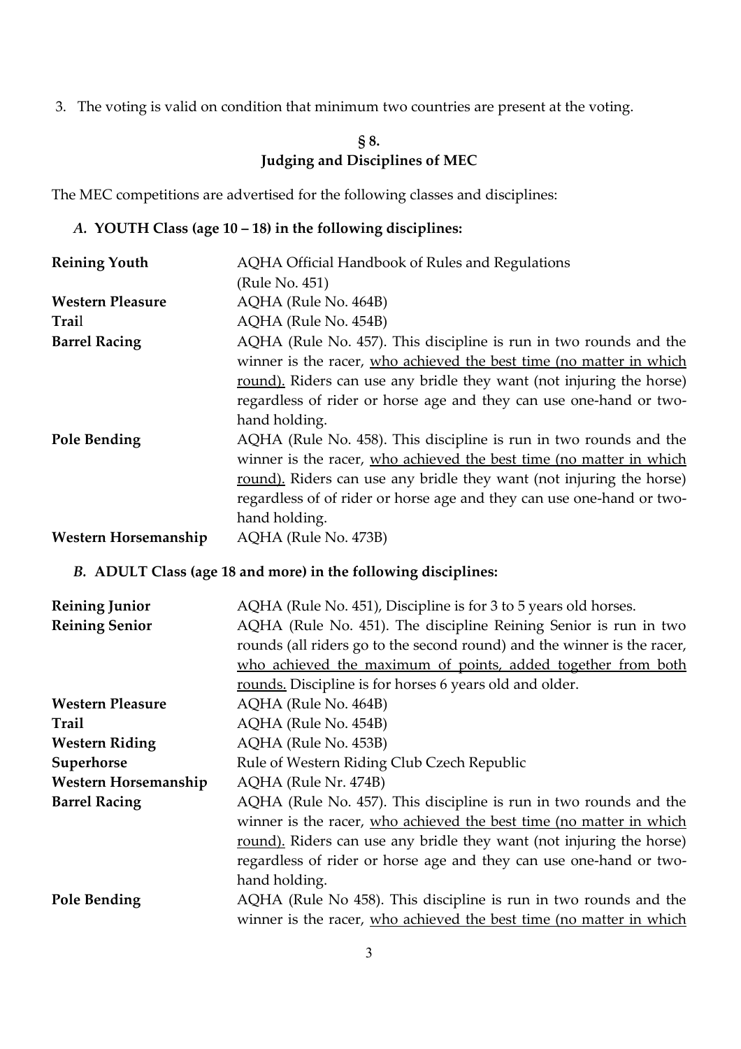3. The voting is valid on condition that minimum two countries are present at the voting.

## § 8.
## Judging and Disciplines of MEC

The MEC competitions are advertised for the following classes and disciplines:

### *A.* YOUTH Class (age 10 – 18) in the following disciplines:

| | |
|---|---|
| **Reining Youth** | AQHA Official Handbook of Rules and Regulations (Rule No. 451) |
| **Western Pleasure** | AQHA (Rule No. 464B) |
| **Trail** | AQHA (Rule No. 454B) |
| **Barrel Racing** | AQHA (Rule No. 457). This discipline is run in two rounds and the winner is the racer, <u>who achieved the best time (no matter in which round).</u> Riders can use any bridle they want (not injuring the horse) regardless of rider or horse age and they can use one-hand or two-hand holding. |
| **Pole Bending** | AQHA (Rule No. 458). This discipline is run in two rounds and the winner is the racer, <u>who achieved the best time (no matter in which round).</u> Riders can use any bridle they want (not injuring the horse) regardless of of rider or horse age and they can use one-hand or two-hand holding. |
| **Western Horsemanship** | AQHA (Rule No. 473B) |

### *B.* ADULT Class (age 18 and more) in the following disciplines:

| | |
|---|---|
| **Reining Junior** | AQHA (Rule No. 451), Discipline is for 3 to 5 years old horses. |
| **Reining Senior** | AQHA (Rule No. 451). The discipline Reining Senior is run in two rounds (all riders go to the second round) and the winner is the racer, <u>who achieved the maximum of points, added together from both rounds.</u> Discipline is for horses 6 years old and older. |
| **Western Pleasure** | AQHA (Rule No. 464B) |
| **Trail** | AQHA (Rule No. 454B) |
| **Western Riding** | AQHA (Rule No. 453B) |
| **Superhorse** | Rule of Western Riding Club Czech Republic |
| **Western Horsemanship** | AQHA (Rule Nr. 474B) |
| **Barrel Racing** | AQHA (Rule No. 457). This discipline is run in two rounds and the winner is the racer, <u>who achieved the best time (no matter in which round).</u> Riders can use any bridle they want (not injuring the horse) regardless of rider or horse age and they can use one-hand or two-hand holding. |
| **Pole Bending** | AQHA (Rule No 458). This discipline is run in two rounds and the winner is the racer, <u>who achieved the best time (no matter in which</u> |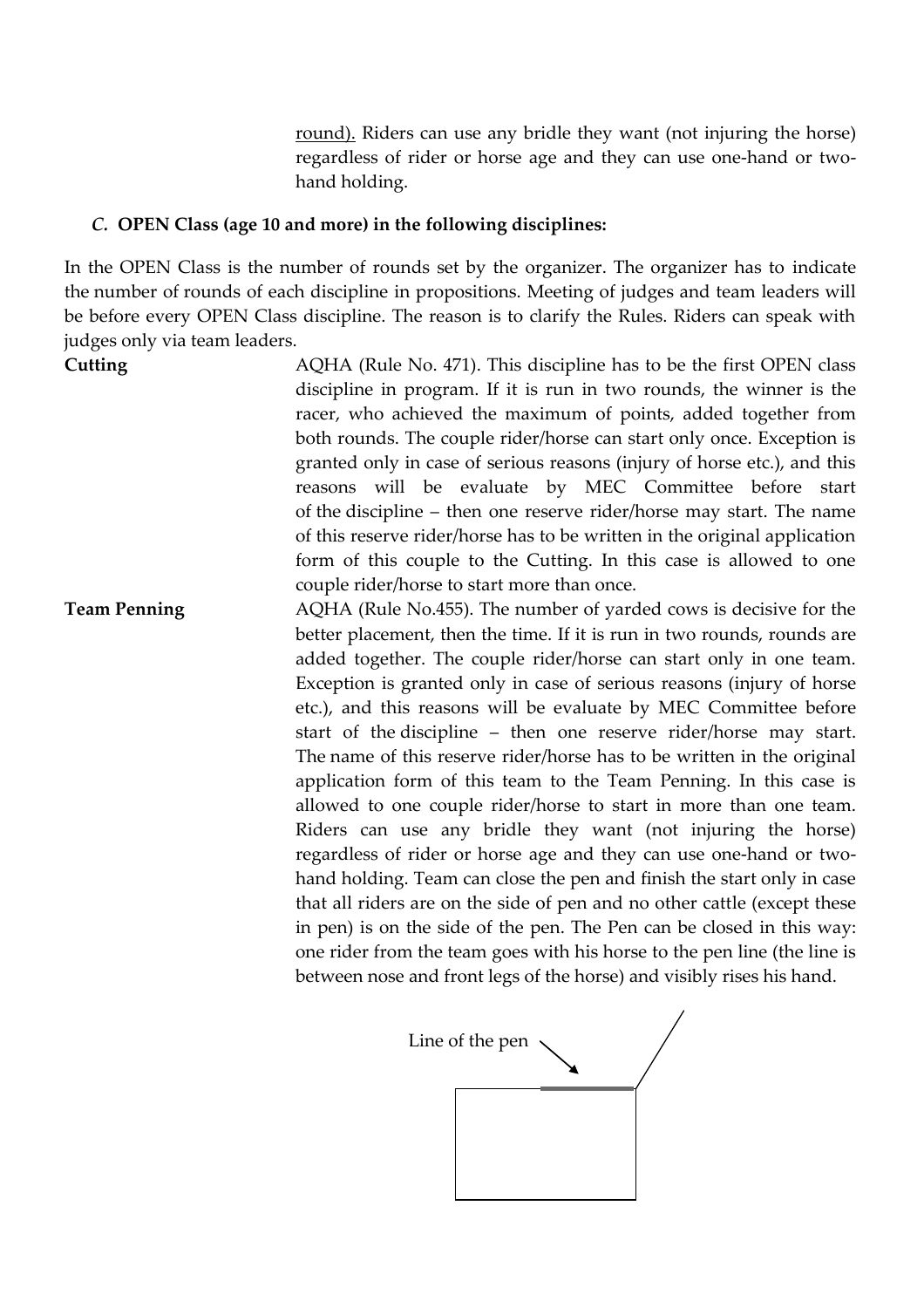<u>round).</u> Riders can use any bridle they want (not injuring the horse) regardless of rider or horse age and they can use one-hand or two-hand holding.

### *C.* **OPEN Class (age 10 and more) in the following disciplines:**

In the OPEN Class is the number of rounds set by the organizer. The organizer has to indicate the number of rounds of each discipline in propositions. Meeting of judges and team leaders will be before every OPEN Class discipline. The reason is to clarify the Rules. Riders can speak with judges only via team leaders.

**Cutting**

AQHA (Rule No. 471). This discipline has to be the first OPEN class discipline in program. If it is run in two rounds, the winner is the racer, who achieved the maximum of points, added together from both rounds. The couple rider/horse can start only once. Exception is granted only in case of serious reasons (injury of horse etc.), and this reasons will be evaluate by MEC Committee before start of the discipline – then one reserve rider/horse may start. The name of this reserve rider/horse has to be written in the original application form of this couple to the Cutting. In this case is allowed to one couple rider/horse to start more than once.

**Team Penning**

AQHA (Rule No.455). The number of yarded cows is decisive for the better placement, then the time. If it is run in two rounds, rounds are added together. The couple rider/horse can start only in one team. Exception is granted only in case of serious reasons (injury of horse etc.), and this reasons will be evaluate by MEC Committee before start of the discipline – then one reserve rider/horse may start. The name of this reserve rider/horse has to be written in the original application form of this team to the Team Penning. In this case is allowed to one couple rider/horse to start in more than one team. Riders can use any bridle they want (not injuring the horse) regardless of rider or horse age and they can use one-hand or two-hand holding. Team can close the pen and finish the start only in case that all riders are on the side of pen and no other cattle (except these in pen) is on the side of the pen. The Pen can be closed in this way: one rider from the team goes with his horse to the pen line (the line is between nose and front legs of the horse) and visibly rises his hand.

Line of the pen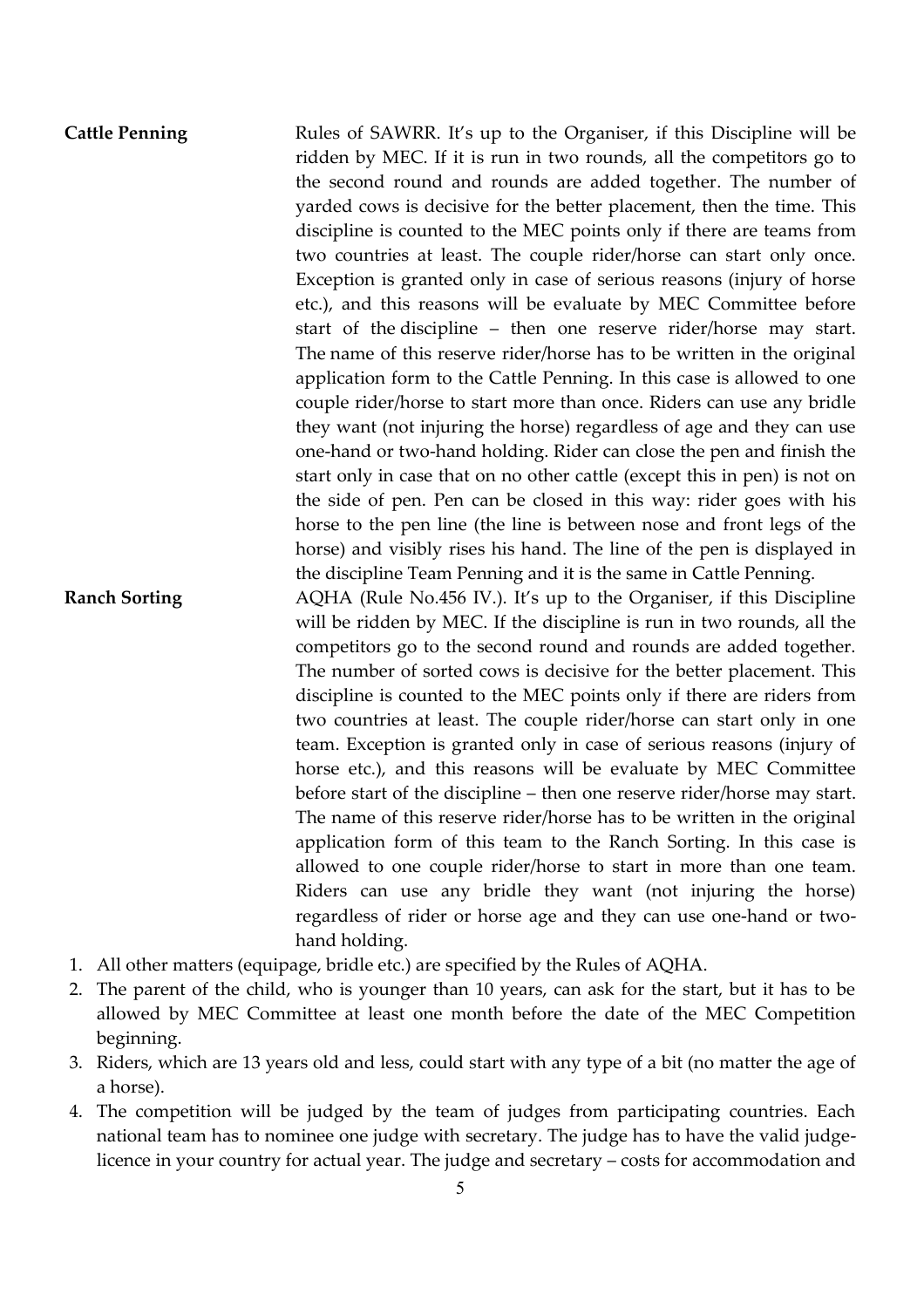**Cattle Penning** Rules of SAWRR. It's up to the Organiser, if this Discipline will be ridden by MEC. If it is run in two rounds, all the competitors go to the second round and rounds are added together. The number of yarded cows is decisive for the better placement, then the time. This discipline is counted to the MEC points only if there are teams from two countries at least. The couple rider/horse can start only once. Exception is granted only in case of serious reasons (injury of horse etc.), and this reasons will be evaluate by MEC Committee before start of the discipline – then one reserve rider/horse may start. The name of this reserve rider/horse has to be written in the original application form to the Cattle Penning. In this case is allowed to one couple rider/horse to start more than once. Riders can use any bridle they want (not injuring the horse) regardless of age and they can use one-hand or two-hand holding. Rider can close the pen and finish the start only in case that on no other cattle (except this in pen) is not on the side of pen. Pen can be closed in this way: rider goes with his horse to the pen line (the line is between nose and front legs of the horse) and visibly rises his hand. The line of the pen is displayed in the discipline Team Penning and it is the same in Cattle Penning.

**Ranch Sorting** AQHA (Rule No.456 IV.). It's up to the Organiser, if this Discipline will be ridden by MEC. If the discipline is run in two rounds, all the competitors go to the second round and rounds are added together. The number of sorted cows is decisive for the better placement. This discipline is counted to the MEC points only if there are riders from two countries at least. The couple rider/horse can start only in one team. Exception is granted only in case of serious reasons (injury of horse etc.), and this reasons will be evaluate by MEC Committee before start of the discipline – then one reserve rider/horse may start. The name of this reserve rider/horse has to be written in the original application form of this team to the Ranch Sorting. In this case is allowed to one couple rider/horse to start in more than one team. Riders can use any bridle they want (not injuring the horse) regardless of rider or horse age and they can use one-hand or two-hand holding.

1. All other matters (equipage, bridle etc.) are specified by the Rules of AQHA.
2. The parent of the child, who is younger than 10 years, can ask for the start, but it has to be allowed by MEC Committee at least one month before the date of the MEC Competition beginning.
3. Riders, which are 13 years old and less, could start with any type of a bit (no matter the age of a horse).
4. The competition will be judged by the team of judges from participating countries. Each national team has to nominee one judge with secretary. The judge has to have the valid judge-licence in your country for actual year. The judge and secretary – costs for accommodation and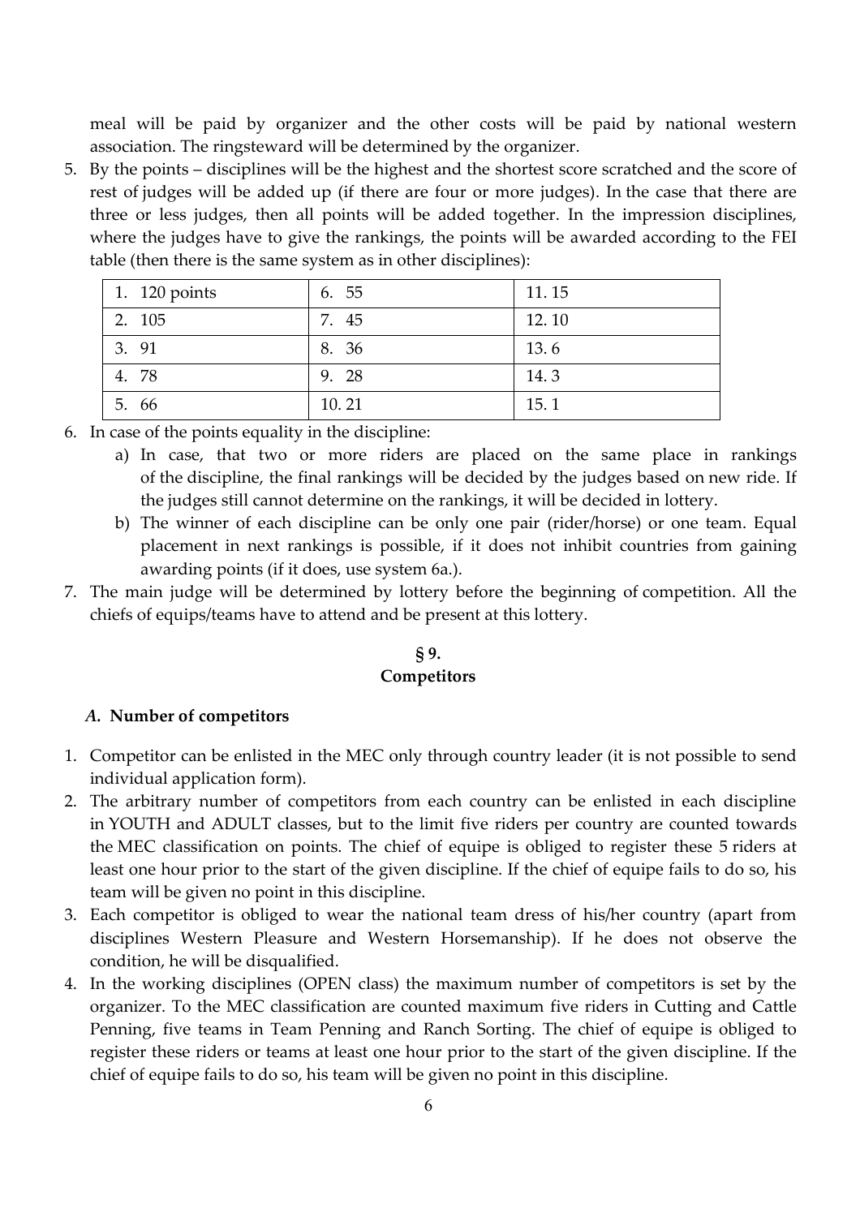meal will be paid by organizer and the other costs will be paid by national western association. The ringsteward will be determined by the organizer.

5. By the points – disciplines will be the highest and the shortest score scratched and the score of rest of judges will be added up (if there are four or more judges). In the case that there are three or less judges, then all points will be added together. In the impression disciplines, where the judges have to give the rankings, the points will be awarded according to the FEI table (then there is the same system as in other disciplines):

| 1. 120 points | 6. 55 | 11. 15 |
|---|---|---|
| 2. 105 | 7. 45 | 12. 10 |
| 3. 91 | 8. 36 | 13. 6 |
| 4. 78 | 9. 28 | 14. 3 |
| 5. 66 | 10. 21 | 15. 1 |

6. In case of the points equality in the discipline:
   a) In case, that two or more riders are placed on the same place in rankings of the discipline, the final rankings will be decided by the judges based on new ride. If the judges still cannot determine on the rankings, it will be decided in lottery.
   b) The winner of each discipline can be only one pair (rider/horse) or one team. Equal placement in next rankings is possible, if it does not inhibit countries from gaining awarding points (if it does, use system 6a.).
7. The main judge will be determined by lottery before the beginning of competition. All the chiefs of equips/teams have to attend and be present at this lottery.

## § 9.
## Competitors

### *A.* Number of competitors

1. Competitor can be enlisted in the MEC only through country leader (it is not possible to send individual application form).
2. The arbitrary number of competitors from each country can be enlisted in each discipline in YOUTH and ADULT classes, but to the limit five riders per country are counted towards the MEC classification on points. The chief of equipe is obliged to register these 5 riders at least one hour prior to the start of the given discipline. If the chief of equipe fails to do so, his team will be given no point in this discipline.
3. Each competitor is obliged to wear the national team dress of his/her country (apart from disciplines Western Pleasure and Western Horsemanship). If he does not observe the condition, he will be disqualified.
4. In the working disciplines (OPEN class) the maximum number of competitors is set by the organizer. To the MEC classification are counted maximum five riders in Cutting and Cattle Penning, five teams in Team Penning and Ranch Sorting. The chief of equipe is obliged to register these riders or teams at least one hour prior to the start of the given discipline. If the chief of equipe fails to do so, his team will be given no point in this discipline.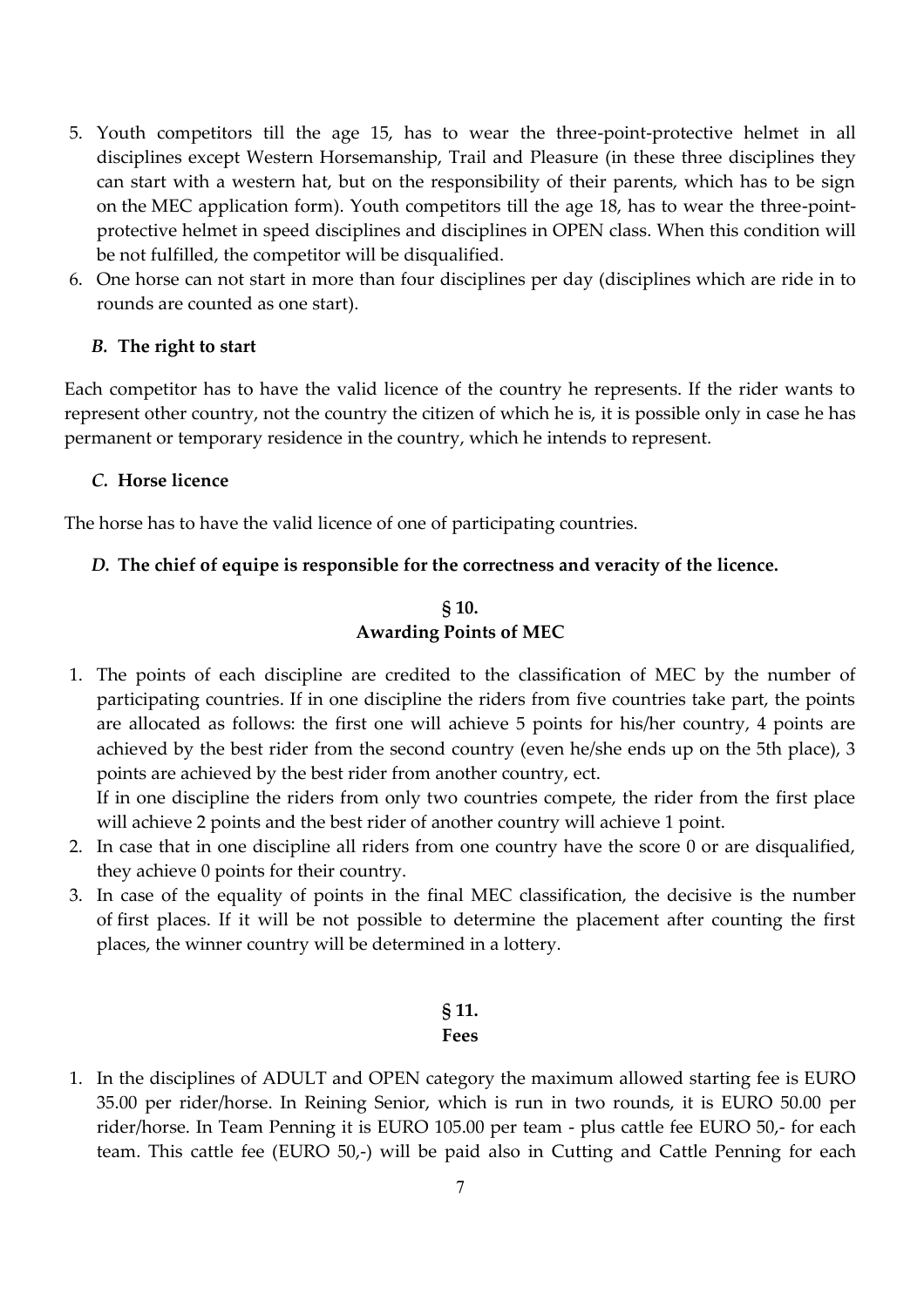5. Youth competitors till the age 15, has to wear the three-point-protective helmet in all disciplines except Western Horsemanship, Trail and Pleasure (in these three disciplines they can start with a western hat, but on the responsibility of their parents, which has to be sign on the MEC application form). Youth competitors till the age 18, has to wear the three-point-protective helmet in speed disciplines and disciplines in OPEN class. When this condition will be not fulfilled, the competitor will be disqualified.
6. One horse can not start in more than four disciplines per day (disciplines which are ride in to rounds are counted as one start).

### *B.* **The right to start**

Each competitor has to have the valid licence of the country he represents. If the rider wants to represent other country, not the country the citizen of which he is, it is possible only in case he has permanent or temporary residence in the country, which he intends to represent.

### *C.* **Horse licence**

The horse has to have the valid licence of one of participating countries.

### *D.* **The chief of equipe is responsible for the correctness and veracity of the licence.**

## § 10.
## Awarding Points of MEC

1. The points of each discipline are credited to the classification of MEC by the number of participating countries. If in one discipline the riders from five countries take part, the points are allocated as follows: the first one will achieve 5 points for his/her country, 4 points are achieved by the best rider from the second country (even he/she ends up on the 5th place), 3 points are achieved by the best rider from another country, ect.
   If in one discipline the riders from only two countries compete, the rider from the first place will achieve 2 points and the best rider of another country will achieve 1 point.
2. In case that in one discipline all riders from one country have the score 0 or are disqualified, they achieve 0 points for their country.
3. In case of the equality of points in the final MEC classification, the decisive is the number of first places. If it will be not possible to determine the placement after counting the first places, the winner country will be determined in a lottery.

## § 11.
## Fees

1. In the disciplines of ADULT and OPEN category the maximum allowed starting fee is EURO 35.00 per rider/horse. In Reining Senior, which is run in two rounds, it is EURO 50.00 per rider/horse. In Team Penning it is EURO 105.00 per team - plus cattle fee EURO 50,- for each team. This cattle fee (EURO 50,-) will be paid also in Cutting and Cattle Penning for each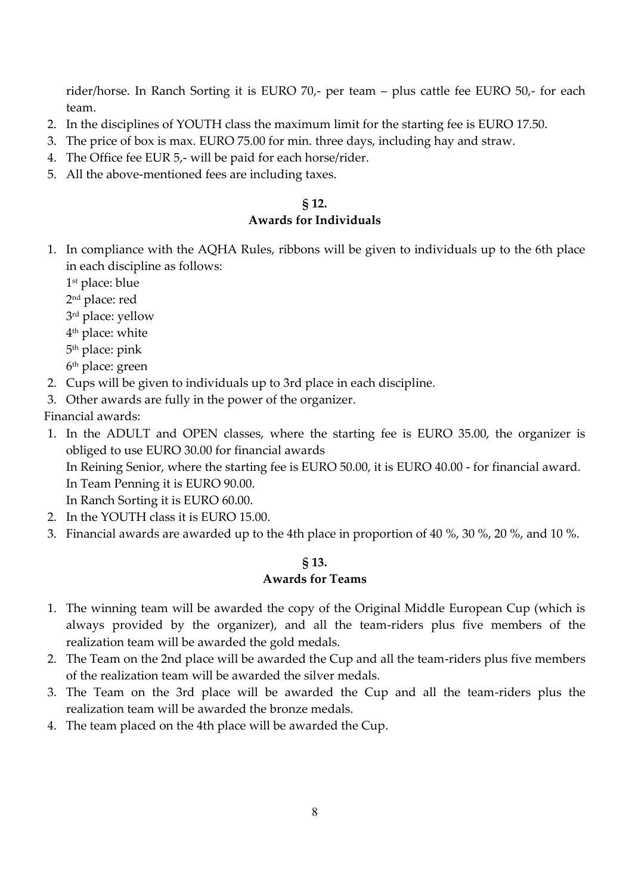rider/horse. In Ranch Sorting it is EURO 70,- per team – plus cattle fee EURO 50,- for each team.

2. In the disciplines of YOUTH class the maximum limit for the starting fee is EURO 17.50.
3. The price of box is max. EURO 75.00 for min. three days, including hay and straw.
4. The Office fee EUR 5,- will be paid for each horse/rider.
5. All the above-mentioned fees are including taxes.

## § 12.
## Awards for Individuals

1. In compliance with the AQHA Rules, ribbons will be given to individuals up to the 6th place in each discipline as follows:
   1st place: blue
   2nd place: red
   3rd place: yellow
   4th place: white
   5th place: pink
   6th place: green
2. Cups will be given to individuals up to 3rd place in each discipline.
3. Other awards are fully in the power of the organizer.

Financial awards:

1. In the ADULT and OPEN classes, where the starting fee is EURO 35.00, the organizer is obliged to use EURO 30.00 for financial awards
   In Reining Senior, where the starting fee is EURO 50.00, it is EURO 40.00 - for financial award.
   In Team Penning it is EURO 90.00.
   In Ranch Sorting it is EURO 60.00.
2. In the YOUTH class it is EURO 15.00.
3. Financial awards are awarded up to the 4th place in proportion of 40 %, 30 %, 20 %, and 10 %.

## § 13.
## Awards for Teams

1. The winning team will be awarded the copy of the Original Middle European Cup (which is always provided by the organizer), and all the team-riders plus five members of the realization team will be awarded the gold medals.
2. The Team on the 2nd place will be awarded the Cup and all the team-riders plus five members of the realization team will be awarded the silver medals.
3. The Team on the 3rd place will be awarded the Cup and all the team-riders plus the realization team will be awarded the bronze medals.
4. The team placed on the 4th place will be awarded the Cup.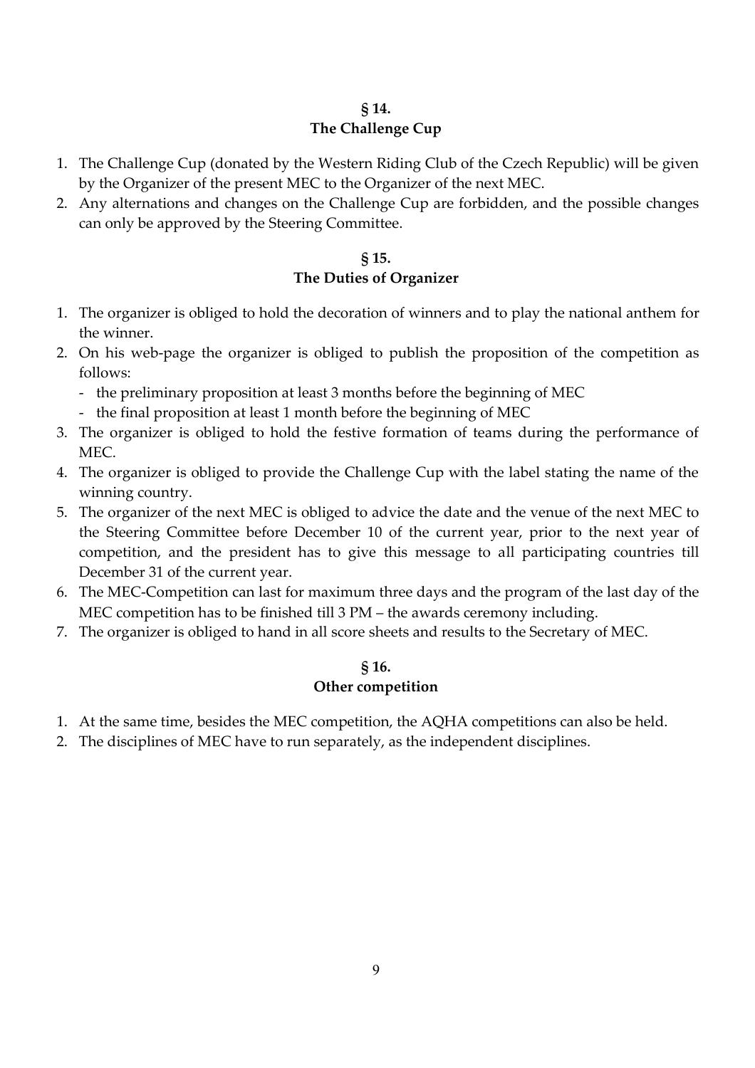## § 14.
## The Challenge Cup

1. The Challenge Cup (donated by the Western Riding Club of the Czech Republic) will be given by the Organizer of the present MEC to the Organizer of the next MEC.
2. Any alternations and changes on the Challenge Cup are forbidden, and the possible changes can only be approved by the Steering Committee.

## § 15.
## The Duties of Organizer

1. The organizer is obliged to hold the decoration of winners and to play the national anthem for the winner.
2. On his web-page the organizer is obliged to publish the proposition of the competition as follows:
   - the preliminary proposition at least 3 months before the beginning of MEC
   - the final proposition at least 1 month before the beginning of MEC
3. The organizer is obliged to hold the festive formation of teams during the performance of MEC.
4. The organizer is obliged to provide the Challenge Cup with the label stating the name of the winning country.
5. The organizer of the next MEC is obliged to advice the date and the venue of the next MEC to the Steering Committee before December 10 of the current year, prior to the next year of competition, and the president has to give this message to all participating countries till December 31 of the current year.
6. The MEC-Competition can last for maximum three days and the program of the last day of the MEC competition has to be finished till 3 PM – the awards ceremony including.
7. The organizer is obliged to hand in all score sheets and results to the Secretary of MEC.

## § 16.
## Other competition

1. At the same time, besides the MEC competition, the AQHA competitions can also be held.
2. The disciplines of MEC have to run separately, as the independent disciplines.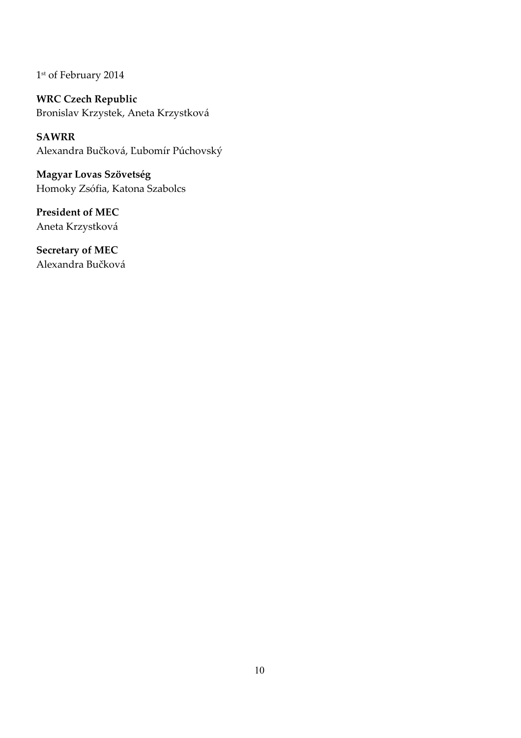1st of February 2014

**WRC Czech Republic**
Bronislav Krzystek, Aneta Krzystková

**SAWRR**
Alexandra Bučková, Ľubomír Púchovský

**Magyar Lovas Szövetség**
Homoky Zsófia, Katona Szabolcs

**President of MEC**
Aneta Krzystková

**Secretary of MEC**
Alexandra Bučková